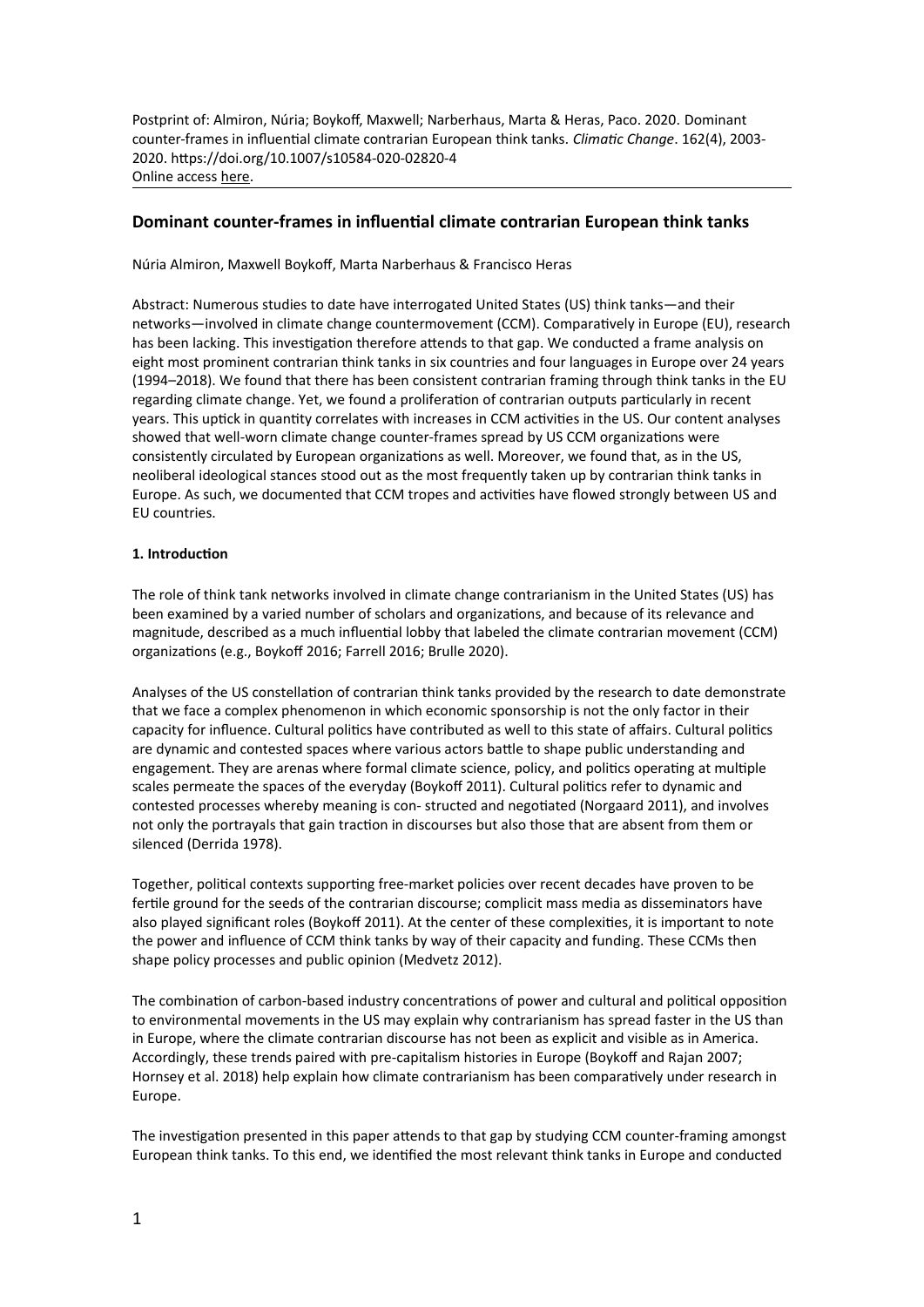Postprint of: Almiron, Núria; Boykoff, Maxwell; Narberhaus, Marta & Heras, Paco. 2020. Dominant counter-frames in influential climate contrarian European think tanks. *Climatic Change*. 162(4), 2003-2020. https://doi.org/10.1007/s10584-020-02820-4
Online access here.

## Dominant counter-frames in influential climate contrarian European think tanks

Núria Almiron, Maxwell Boykoff, Marta Narberhaus & Francisco Heras

Abstract: Numerous studies to date have interrogated United States (US) think tanks—and their networks—involved in climate change countermovement (CCM). Comparatively in Europe (EU), research has been lacking. This investigation therefore attends to that gap. We conducted a frame analysis on eight most prominent contrarian think tanks in six countries and four languages in Europe over 24 years (1994–2018). We found that there has been consistent contrarian framing through think tanks in the EU regarding climate change. Yet, we found a proliferation of contrarian outputs particularly in recent years. This uptick in quantity correlates with increases in CCM activities in the US. Our content analyses showed that well-worn climate change counter-frames spread by US CCM organizations were consistently circulated by European organizations as well. Moreover, we found that, as in the US, neoliberal ideological stances stood out as the most frequently taken up by contrarian think tanks in Europe. As such, we documented that CCM tropes and activities have flowed strongly between US and EU countries.

### 1. Introduction

The role of think tank networks involved in climate change contrarianism in the United States (US) has been examined by a varied number of scholars and organizations, and because of its relevance and magnitude, described as a much influential lobby that labeled the climate contrarian movement (CCM) organizations (e.g., Boykoff 2016; Farrell 2016; Brulle 2020).

Analyses of the US constellation of contrarian think tanks provided by the research to date demonstrate that we face a complex phenomenon in which economic sponsorship is not the only factor in their capacity for influence. Cultural politics have contributed as well to this state of affairs. Cultural politics are dynamic and contested spaces where various actors battle to shape public understanding and engagement. They are arenas where formal climate science, policy, and politics operating at multiple scales permeate the spaces of the everyday (Boykoff 2011). Cultural politics refer to dynamic and contested processes whereby meaning is con- structed and negotiated (Norgaard 2011), and involves not only the portrayals that gain traction in discourses but also those that are absent from them or silenced (Derrida 1978).

Together, political contexts supporting free-market policies over recent decades have proven to be fertile ground for the seeds of the contrarian discourse; complicit mass media as disseminators have also played significant roles (Boykoff 2011). At the center of these complexities, it is important to note the power and influence of CCM think tanks by way of their capacity and funding. These CCMs then shape policy processes and public opinion (Medvetz 2012).

The combination of carbon-based industry concentrations of power and cultural and political opposition to environmental movements in the US may explain why contrarianism has spread faster in the US than in Europe, where the climate contrarian discourse has not been as explicit and visible as in America. Accordingly, these trends paired with pre-capitalism histories in Europe (Boykoff and Rajan 2007; Hornsey et al. 2018) help explain how climate contrarianism has been comparatively under research in Europe.

The investigation presented in this paper attends to that gap by studying CCM counter-framing amongst European think tanks. To this end, we identified the most relevant think tanks in Europe and conducted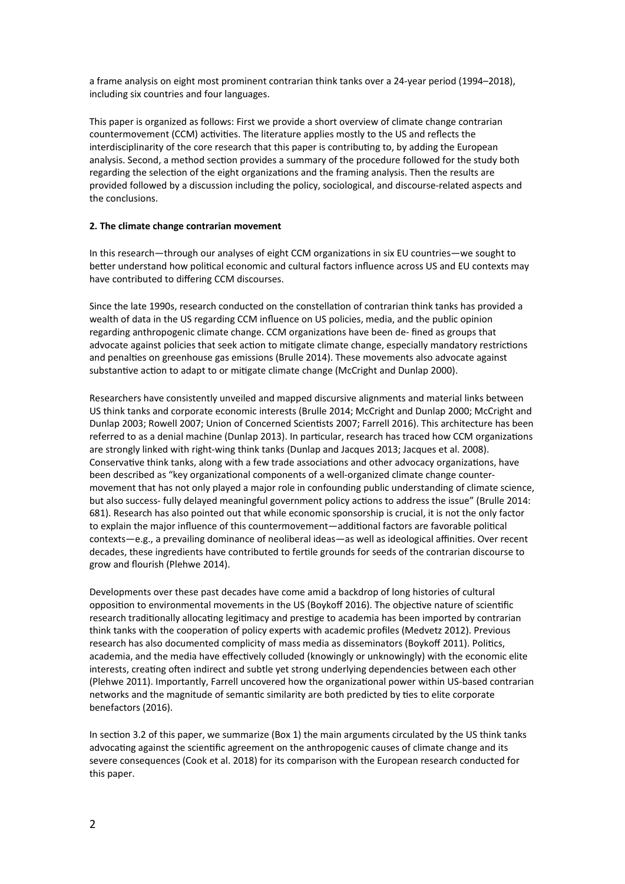a frame analysis on eight most prominent contrarian think tanks over a 24-year period (1994–2018), including six countries and four languages.

This paper is organized as follows: First we provide a short overview of climate change contrarian countermovement (CCM) activities. The literature applies mostly to the US and reflects the interdisciplinarity of the core research that this paper is contributing to, by adding the European analysis. Second, a method section provides a summary of the procedure followed for the study both regarding the selection of the eight organizations and the framing analysis. Then the results are provided followed by a discussion including the policy, sociological, and discourse-related aspects and the conclusions.

**2. The climate change contrarian movement**

In this research—through our analyses of eight CCM organizations in six EU countries—we sought to better understand how political economic and cultural factors influence across US and EU contexts may have contributed to differing CCM discourses.

Since the late 1990s, research conducted on the constellation of contrarian think tanks has provided a wealth of data in the US regarding CCM influence on US policies, media, and the public opinion regarding anthropogenic climate change. CCM organizations have been de- fined as groups that advocate against policies that seek action to mitigate climate change, especially mandatory restrictions and penalties on greenhouse gas emissions (Brulle 2014). These movements also advocate against substantive action to adapt to or mitigate climate change (McCright and Dunlap 2000).

Researchers have consistently unveiled and mapped discursive alignments and material links between US think tanks and corporate economic interests (Brulle 2014; McCright and Dunlap 2000; McCright and Dunlap 2003; Rowell 2007; Union of Concerned Scientists 2007; Farrell 2016). This architecture has been referred to as a denial machine (Dunlap 2013). In particular, research has traced how CCM organizations are strongly linked with right-wing think tanks (Dunlap and Jacques 2013; Jacques et al. 2008). Conservative think tanks, along with a few trade associations and other advocacy organizations, have been described as "key organizational components of a well-organized climate change counter-movement that has not only played a major role in confounding public understanding of climate science, but also success- fully delayed meaningful government policy actions to address the issue" (Brulle 2014: 681). Research has also pointed out that while economic sponsorship is crucial, it is not the only factor to explain the major influence of this countermovement—additional factors are favorable political contexts—e.g., a prevailing dominance of neoliberal ideas—as well as ideological affinities. Over recent decades, these ingredients have contributed to fertile grounds for seeds of the contrarian discourse to grow and flourish (Plehwe 2014).

Developments over these past decades have come amid a backdrop of long histories of cultural opposition to environmental movements in the US (Boykoff 2016). The objective nature of scientific research traditionally allocating legitimacy and prestige to academia has been imported by contrarian think tanks with the cooperation of policy experts with academic profiles (Medvetz 2012). Previous research has also documented complicity of mass media as disseminators (Boykoff 2011). Politics, academia, and the media have effectively colluded (knowingly or unknowingly) with the economic elite interests, creating often indirect and subtle yet strong underlying dependencies between each other (Plehwe 2011). Importantly, Farrell uncovered how the organizational power within US-based contrarian networks and the magnitude of semantic similarity are both predicted by ties to elite corporate benefactors (2016).

In section 3.2 of this paper, we summarize (Box 1) the main arguments circulated by the US think tanks advocating against the scientific agreement on the anthropogenic causes of climate change and its severe consequences (Cook et al. 2018) for its comparison with the European research conducted for this paper.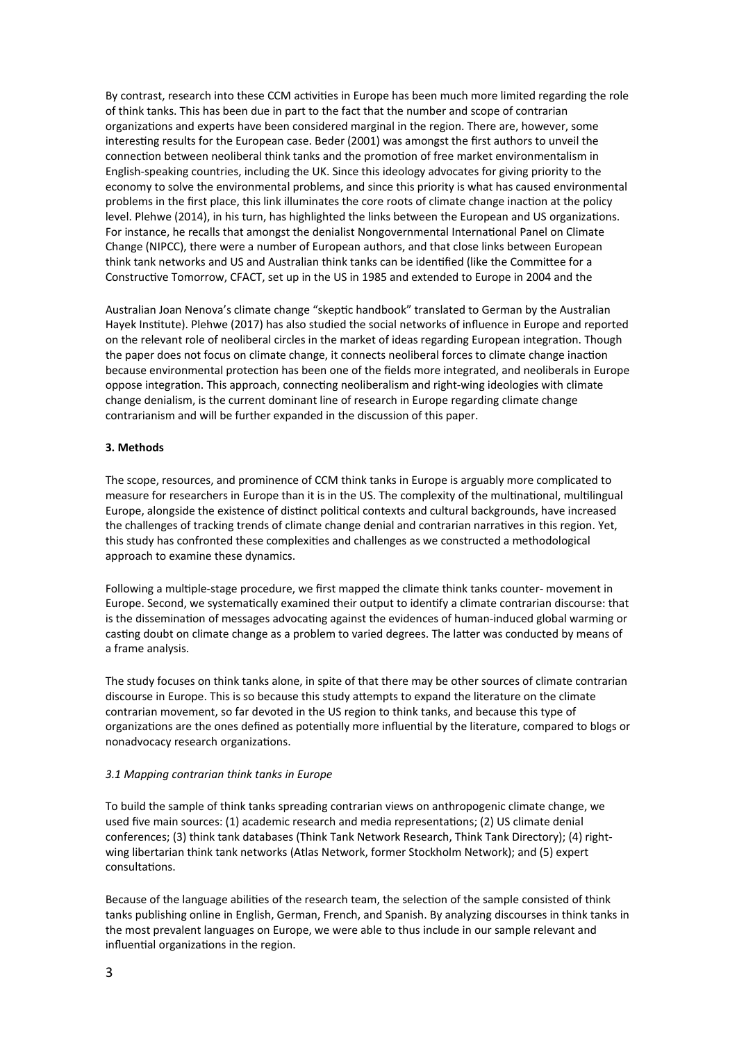By contrast, research into these CCM activities in Europe has been much more limited regarding the role of think tanks. This has been due in part to the fact that the number and scope of contrarian organizations and experts have been considered marginal in the region. There are, however, some interesting results for the European case. Beder (2001) was amongst the first authors to unveil the connection between neoliberal think tanks and the promotion of free market environmentalism in English-speaking countries, including the UK. Since this ideology advocates for giving priority to the economy to solve the environmental problems, and since this priority is what has caused environmental problems in the first place, this link illuminates the core roots of climate change inaction at the policy level. Plehwe (2014), in his turn, has highlighted the links between the European and US organizations. For instance, he recalls that amongst the denialist Nongovernmental International Panel on Climate Change (NIPCC), there were a number of European authors, and that close links between European think tank networks and US and Australian think tanks can be identified (like the Committee for a Constructive Tomorrow, CFACT, set up in the US in 1985 and extended to Europe in 2004 and the

Australian Joan Nenova's climate change "skeptic handbook" translated to German by the Australian Hayek Institute). Plehwe (2017) has also studied the social networks of influence in Europe and reported on the relevant role of neoliberal circles in the market of ideas regarding European integration. Though the paper does not focus on climate change, it connects neoliberal forces to climate change inaction because environmental protection has been one of the fields more integrated, and neoliberals in Europe oppose integration. This approach, connecting neoliberalism and right-wing ideologies with climate change denialism, is the current dominant line of research in Europe regarding climate change contrarianism and will be further expanded in the discussion of this paper.

## 3. Methods

The scope, resources, and prominence of CCM think tanks in Europe is arguably more complicated to measure for researchers in Europe than it is in the US. The complexity of the multinational, multilingual Europe, alongside the existence of distinct political contexts and cultural backgrounds, have increased the challenges of tracking trends of climate change denial and contrarian narratives in this region. Yet, this study has confronted these complexities and challenges as we constructed a methodological approach to examine these dynamics.

Following a multiple-stage procedure, we first mapped the climate think tanks counter- movement in Europe. Second, we systematically examined their output to identify a climate contrarian discourse: that is the dissemination of messages advocating against the evidences of human-induced global warming or casting doubt on climate change as a problem to varied degrees. The latter was conducted by means of a frame analysis.

The study focuses on think tanks alone, in spite of that there may be other sources of climate contrarian discourse in Europe. This is so because this study attempts to expand the literature on the climate contrarian movement, so far devoted in the US region to think tanks, and because this type of organizations are the ones defined as potentially more influential by the literature, compared to blogs or nonadvocacy research organizations.

### *3.1 Mapping contrarian think tanks in Europe*

To build the sample of think tanks spreading contrarian views on anthropogenic climate change, we used five main sources: (1) academic research and media representations; (2) US climate denial conferences; (3) think tank databases (Think Tank Network Research, Think Tank Directory); (4) right-wing libertarian think tank networks (Atlas Network, former Stockholm Network); and (5) expert consultations.

Because of the language abilities of the research team, the selection of the sample consisted of think tanks publishing online in English, German, French, and Spanish. By analyzing discourses in think tanks in the most prevalent languages on Europe, we were able to thus include in our sample relevant and influential organizations in the region.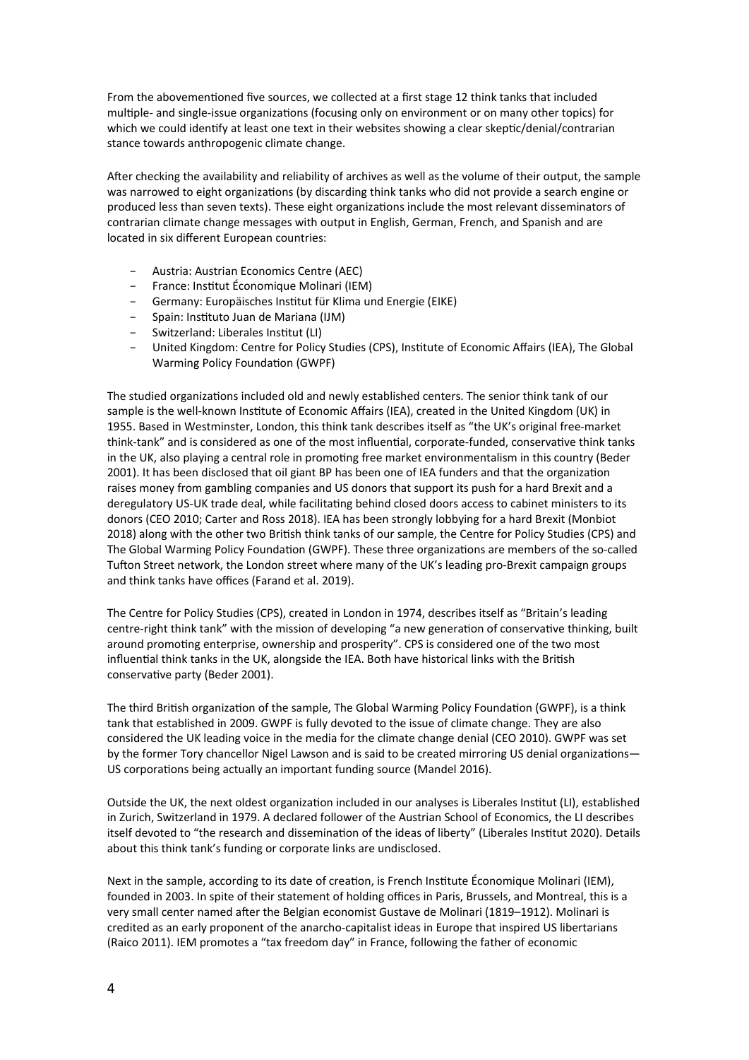From the abovementioned five sources, we collected at a first stage 12 think tanks that included multiple- and single-issue organizations (focusing only on environment or on many other topics) for which we could identify at least one text in their websites showing a clear skeptic/denial/contrarian stance towards anthropogenic climate change.

After checking the availability and reliability of archives as well as the volume of their output, the sample was narrowed to eight organizations (by discarding think tanks who did not provide a search engine or produced less than seven texts). These eight organizations include the most relevant disseminators of contrarian climate change messages with output in English, German, French, and Spanish and are located in six different European countries:

- Austria: Austrian Economics Centre (AEC)
- France: Institut Économique Molinari (IEM)
- Germany: Europäisches Institut für Klima und Energie (EIKE)
- Spain: Instituto Juan de Mariana (IJM)
- Switzerland: Liberales Institut (LI)
- United Kingdom: Centre for Policy Studies (CPS), Institute of Economic Affairs (IEA), The Global Warming Policy Foundation (GWPF)

The studied organizations included old and newly established centers. The senior think tank of our sample is the well-known Institute of Economic Affairs (IEA), created in the United Kingdom (UK) in 1955. Based in Westminster, London, this think tank describes itself as "the UK's original free-market think-tank" and is considered as one of the most influential, corporate-funded, conservative think tanks in the UK, also playing a central role in promoting free market environmentalism in this country (Beder 2001). It has been disclosed that oil giant BP has been one of IEA funders and that the organization raises money from gambling companies and US donors that support its push for a hard Brexit and a deregulatory US-UK trade deal, while facilitating behind closed doors access to cabinet ministers to its donors (CEO 2010; Carter and Ross 2018). IEA has been strongly lobbying for a hard Brexit (Monbiot 2018) along with the other two British think tanks of our sample, the Centre for Policy Studies (CPS) and The Global Warming Policy Foundation (GWPF). These three organizations are members of the so-called Tufton Street network, the London street where many of the UK's leading pro-Brexit campaign groups and think tanks have offices (Farand et al. 2019).

The Centre for Policy Studies (CPS), created in London in 1974, describes itself as "Britain's leading centre-right think tank" with the mission of developing "a new generation of conservative thinking, built around promoting enterprise, ownership and prosperity". CPS is considered one of the two most influential think tanks in the UK, alongside the IEA. Both have historical links with the British conservative party (Beder 2001).

The third British organization of the sample, The Global Warming Policy Foundation (GWPF), is a think tank that established in 2009. GWPF is fully devoted to the issue of climate change. They are also considered the UK leading voice in the media for the climate change denial (CEO 2010). GWPF was set by the former Tory chancellor Nigel Lawson and is said to be created mirroring US denial organizations—US corporations being actually an important funding source (Mandel 2016).

Outside the UK, the next oldest organization included in our analyses is Liberales Institut (LI), established in Zurich, Switzerland in 1979. A declared follower of the Austrian School of Economics, the LI describes itself devoted to "the research and dissemination of the ideas of liberty" (Liberales Institut 2020). Details about this think tank's funding or corporate links are undisclosed.

Next in the sample, according to its date of creation, is French Institute Économique Molinari (IEM), founded in 2003. In spite of their statement of holding offices in Paris, Brussels, and Montreal, this is a very small center named after the Belgian economist Gustave de Molinari (1819–1912). Molinari is credited as an early proponent of the anarcho-capitalist ideas in Europe that inspired US libertarians (Raico 2011). IEM promotes a "tax freedom day" in France, following the father of economic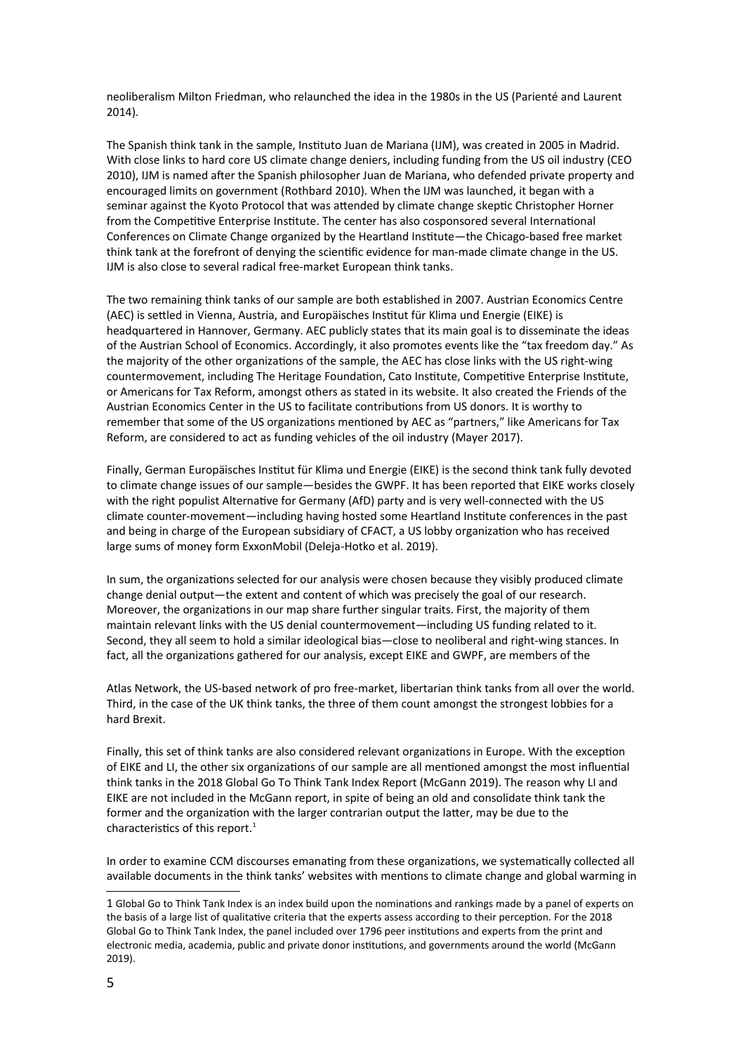neoliberalism Milton Friedman, who relaunched the idea in the 1980s in the US (Parienté and Laurent 2014).

The Spanish think tank in the sample, Instituto Juan de Mariana (IJM), was created in 2005 in Madrid. With close links to hard core US climate change deniers, including funding from the US oil industry (CEO 2010), IJM is named after the Spanish philosopher Juan de Mariana, who defended private property and encouraged limits on government (Rothbard 2010). When the IJM was launched, it began with a seminar against the Kyoto Protocol that was attended by climate change skeptic Christopher Horner from the Competitive Enterprise Institute. The center has also cosponsored several International Conferences on Climate Change organized by the Heartland Institute—the Chicago-based free market think tank at the forefront of denying the scientific evidence for man-made climate change in the US. IJM is also close to several radical free-market European think tanks.

The two remaining think tanks of our sample are both established in 2007. Austrian Economics Centre (AEC) is settled in Vienna, Austria, and Europäisches Institut für Klima und Energie (EIKE) is headquartered in Hannover, Germany. AEC publicly states that its main goal is to disseminate the ideas of the Austrian School of Economics. Accordingly, it also promotes events like the "tax freedom day." As the majority of the other organizations of the sample, the AEC has close links with the US right-wing countermovement, including The Heritage Foundation, Cato Institute, Competitive Enterprise Institute, or Americans for Tax Reform, amongst others as stated in its website. It also created the Friends of the Austrian Economics Center in the US to facilitate contributions from US donors. It is worthy to remember that some of the US organizations mentioned by AEC as "partners," like Americans for Tax Reform, are considered to act as funding vehicles of the oil industry (Mayer 2017).

Finally, German Europäisches Institut für Klima und Energie (EIKE) is the second think tank fully devoted to climate change issues of our sample—besides the GWPF. It has been reported that EIKE works closely with the right populist Alternative for Germany (AfD) party and is very well-connected with the US climate counter-movement—including having hosted some Heartland Institute conferences in the past and being in charge of the European subsidiary of CFACT, a US lobby organization who has received large sums of money form ExxonMobil (Deleja-Hotko et al. 2019).

In sum, the organizations selected for our analysis were chosen because they visibly produced climate change denial output—the extent and content of which was precisely the goal of our research. Moreover, the organizations in our map share further singular traits. First, the majority of them maintain relevant links with the US denial countermovement—including US funding related to it. Second, they all seem to hold a similar ideological bias—close to neoliberal and right-wing stances. In fact, all the organizations gathered for our analysis, except EIKE and GWPF, are members of the Atlas Network, the US-based network of pro free-market, libertarian think tanks from all over the world. Third, in the case of the UK think tanks, the three of them count amongst the strongest lobbies for a hard Brexit.

Finally, this set of think tanks are also considered relevant organizations in Europe. With the exception of EIKE and LI, the other six organizations of our sample are all mentioned amongst the most influential think tanks in the 2018 Global Go To Think Tank Index Report (McGann 2019). The reason why LI and EIKE are not included in the McGann report, in spite of being an old and consolidate think tank the former and the organization with the larger contrarian output the latter, may be due to the characteristics of this report.[1]

In order to examine CCM discourses emanating from these organizations, we systematically collected all available documents in the think tanks' websites with mentions to climate change and global warming in

[1] Global Go to Think Tank Index is an index build upon the nominations and rankings made by a panel of experts on the basis of a large list of qualitative criteria that the experts assess according to their perception. For the 2018 Global Go to Think Tank Index, the panel included over 1796 peer institutions and experts from the print and electronic media, academia, public and private donor institutions, and governments around the world (McGann 2019).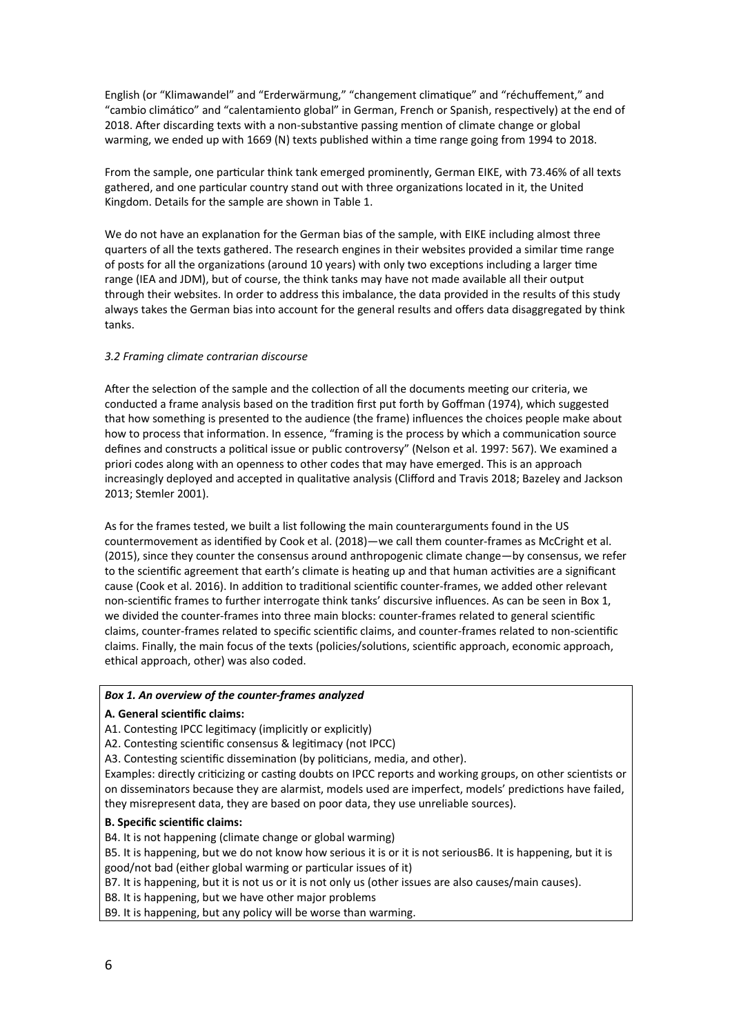English (or "Klimawandel" and "Erderwärmung," "changement climatique" and "réchuffement," and "cambio climático" and "calentamiento global" in German, French or Spanish, respectively) at the end of 2018. After discarding texts with a non-substantive passing mention of climate change or global warming, we ended up with 1669 (N) texts published within a time range going from 1994 to 2018.

From the sample, one particular think tank emerged prominently, German EIKE, with 73.46% of all texts gathered, and one particular country stand out with three organizations located in it, the United Kingdom. Details for the sample are shown in Table 1.

We do not have an explanation for the German bias of the sample, with EIKE including almost three quarters of all the texts gathered. The research engines in their websites provided a similar time range of posts for all the organizations (around 10 years) with only two exceptions including a larger time range (IEA and JDM), but of course, the think tanks may have not made available all their output through their websites. In order to address this imbalance, the data provided in the results of this study always takes the German bias into account for the general results and offers data disaggregated by think tanks.

### *3.2 Framing climate contrarian discourse*

After the selection of the sample and the collection of all the documents meeting our criteria, we conducted a frame analysis based on the tradition first put forth by Goffman (1974), which suggested that how something is presented to the audience (the frame) influences the choices people make about how to process that information. In essence, "framing is the process by which a communication source defines and constructs a political issue or public controversy" (Nelson et al. 1997: 567). We examined a priori codes along with an openness to other codes that may have emerged. This is an approach increasingly deployed and accepted in qualitative analysis (Clifford and Travis 2018; Bazeley and Jackson 2013; Stemler 2001).

As for the frames tested, we built a list following the main counterarguments found in the US countermovement as identified by Cook et al. (2018)—we call them counter-frames as McCright et al. (2015), since they counter the consensus around anthropogenic climate change—by consensus, we refer to the scientific agreement that earth's climate is heating up and that human activities are a significant cause (Cook et al. 2016). In addition to traditional scientific counter-frames, we added other relevant non-scientific frames to further interrogate think tanks' discursive influences. As can be seen in Box 1, we divided the counter-frames into three main blocks: counter-frames related to general scientific claims, counter-frames related to specific scientific claims, and counter-frames related to non-scientific claims. Finally, the main focus of the texts (policies/solutions, scientific approach, economic approach, ethical approach, other) was also coded.

***Box 1. An overview of the counter-frames analyzed***

**A. General scientific claims:**

A1. Contesting IPCC legitimacy (implicitly or explicitly)
A2. Contesting scientific consensus & legitimacy (not IPCC)
A3. Contesting scientific dissemination (by politicians, media, and other).
Examples: directly criticizing or casting doubts on IPCC reports and working groups, on other scientists or on disseminators because they are alarmist, models used are imperfect, models' predictions have failed, they misrepresent data, they are based on poor data, they use unreliable sources).

**B. Specific scientific claims:**

B4. It is not happening (climate change or global warming)
B5. It is happening, but we do not know how serious it is or it is not seriousB6. It is happening, but it is good/not bad (either global warming or particular issues of it)
B7. It is happening, but it is not us or it is not only us (other issues are also causes/main causes).
B8. It is happening, but we have other major problems
B9. It is happening, but any policy will be worse than warming.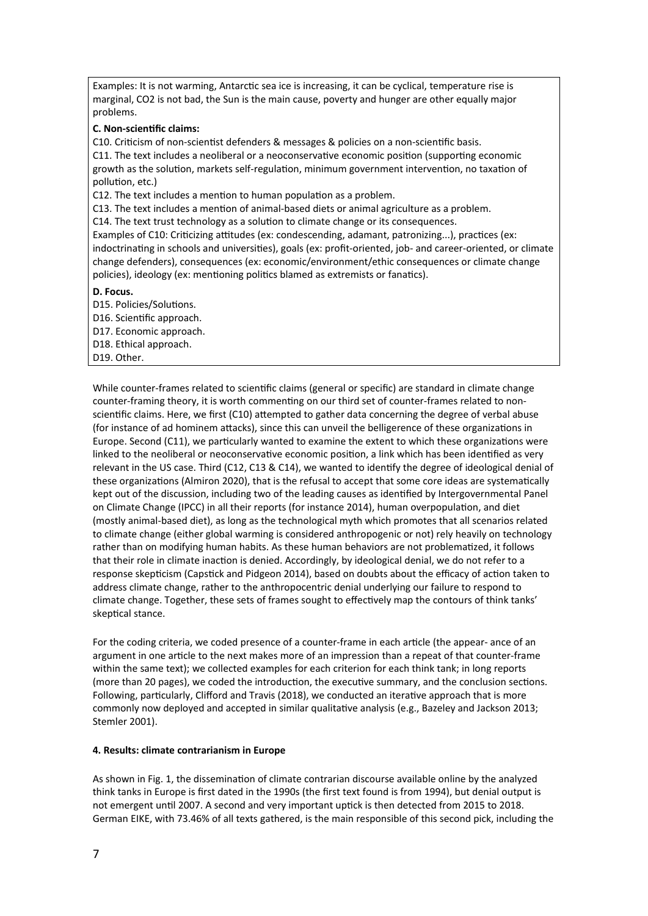Examples: It is not warming, Antarctic sea ice is increasing, it can be cyclical, temperature rise is marginal, CO2 is not bad, the Sun is the main cause, poverty and hunger are other equally major problems.

**C. Non-scientific claims:**

C10. Criticism of non-scientist defenders & messages & policies on a non-scientific basis.

C11. The text includes a neoliberal or a neoconservative economic position (supporting economic growth as the solution, markets self-regulation, minimum government intervention, no taxation of pollution, etc.)

C12. The text includes a mention to human population as a problem.

C13. The text includes a mention of animal-based diets or animal agriculture as a problem.

C14. The text trust technology as a solution to climate change or its consequences.

Examples of C10: Criticizing attitudes (ex: condescending, adamant, patronizing...), practices (ex: indoctrinating in schools and universities), goals (ex: profit-oriented, job- and career-oriented, or climate change defenders), consequences (ex: economic/environment/ethic consequences or climate change policies), ideology (ex: mentioning politics blamed as extremists or fanatics).

**D. Focus.**

D15. Policies/Solutions.

D16. Scientific approach.

D17. Economic approach.

D18. Ethical approach.

D19. Other.

While counter-frames related to scientific claims (general or specific) are standard in climate change counter-framing theory, it is worth commenting on our third set of counter-frames related to non-scientific claims. Here, we first (C10) attempted to gather data concerning the degree of verbal abuse (for instance of ad hominem attacks), since this can unveil the belligerence of these organizations in Europe. Second (C11), we particularly wanted to examine the extent to which these organizations were linked to the neoliberal or neoconservative economic position, a link which has been identified as very relevant in the US case. Third (C12, C13 & C14), we wanted to identify the degree of ideological denial of these organizations (Almiron 2020), that is the refusal to accept that some core ideas are systematically kept out of the discussion, including two of the leading causes as identified by Intergovernmental Panel on Climate Change (IPCC) in all their reports (for instance 2014), human overpopulation, and diet (mostly animal-based diet), as long as the technological myth which promotes that all scenarios related to climate change (either global warming is considered anthropogenic or not) rely heavily on technology rather than on modifying human habits. As these human behaviors are not problematized, it follows that their role in climate inaction is denied. Accordingly, by ideological denial, we do not refer to a response skepticism (Capstick and Pidgeon 2014), based on doubts about the efficacy of action taken to address climate change, rather to the anthropocentric denial underlying our failure to respond to climate change. Together, these sets of frames sought to effectively map the contours of think tanks' skeptical stance.

For the coding criteria, we coded presence of a counter-frame in each article (the appear- ance of an argument in one article to the next makes more of an impression than a repeat of that counter-frame within the same text); we collected examples for each criterion for each think tank; in long reports (more than 20 pages), we coded the introduction, the executive summary, and the conclusion sections. Following, particularly, Clifford and Travis (2018), we conducted an iterative approach that is more commonly now deployed and accepted in similar qualitative analysis (e.g., Bazeley and Jackson 2013; Stemler 2001).

## 4. Results: climate contrarianism in Europe

As shown in Fig. 1, the dissemination of climate contrarian discourse available online by the analyzed think tanks in Europe is first dated in the 1990s (the first text found is from 1994), but denial output is not emergent until 2007. A second and very important uptick is then detected from 2015 to 2018. German EIKE, with 73.46% of all texts gathered, is the main responsible of this second pick, including the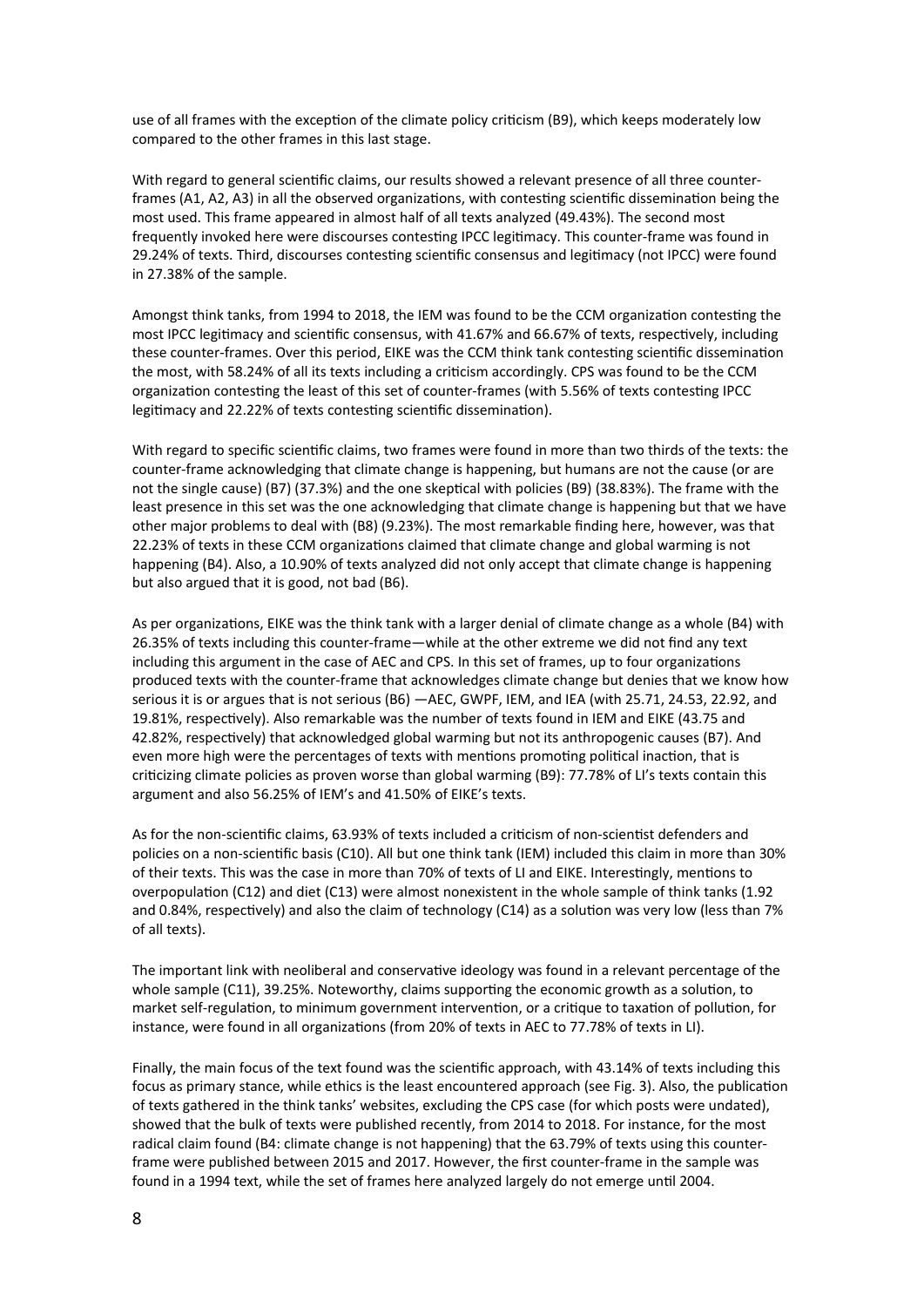use of all frames with the exception of the climate policy criticism (B9), which keeps moderately low compared to the other frames in this last stage.

With regard to general scientific claims, our results showed a relevant presence of all three counter-frames (A1, A2, A3) in all the observed organizations, with contesting scientific dissemination being the most used. This frame appeared in almost half of all texts analyzed (49.43%). The second most frequently invoked here were discourses contesting IPCC legitimacy. This counter-frame was found in 29.24% of texts. Third, discourses contesting scientific consensus and legitimacy (not IPCC) were found in 27.38% of the sample.

Amongst think tanks, from 1994 to 2018, the IEM was found to be the CCM organization contesting the most IPCC legitimacy and scientific consensus, with 41.67% and 66.67% of texts, respectively, including these counter-frames. Over this period, EIKE was the CCM think tank contesting scientific dissemination the most, with 58.24% of all its texts including a criticism accordingly. CPS was found to be the CCM organization contesting the least of this set of counter-frames (with 5.56% of texts contesting IPCC legitimacy and 22.22% of texts contesting scientific dissemination).

With regard to specific scientific claims, two frames were found in more than two thirds of the texts: the counter-frame acknowledging that climate change is happening, but humans are not the cause (or are not the single cause) (B7) (37.3%) and the one skeptical with policies (B9) (38.83%). The frame with the least presence in this set was the one acknowledging that climate change is happening but that we have other major problems to deal with (B8) (9.23%). The most remarkable finding here, however, was that 22.23% of texts in these CCM organizations claimed that climate change and global warming is not happening (B4). Also, a 10.90% of texts analyzed did not only accept that climate change is happening but also argued that it is good, not bad (B6).

As per organizations, EIKE was the think tank with a larger denial of climate change as a whole (B4) with 26.35% of texts including this counter-frame—while at the other extreme we did not find any text including this argument in the case of AEC and CPS. In this set of frames, up to four organizations produced texts with the counter-frame that acknowledges climate change but denies that we know how serious it is or argues that is not serious (B6) —AEC, GWPF, IEM, and IEA (with 25.71, 24.53, 22.92, and 19.81%, respectively). Also remarkable was the number of texts found in IEM and EIKE (43.75 and 42.82%, respectively) that acknowledged global warming but not its anthropogenic causes (B7). And even more high were the percentages of texts with mentions promoting political inaction, that is criticizing climate policies as proven worse than global warming (B9): 77.78% of LI's texts contain this argument and also 56.25% of IEM's and 41.50% of EIKE's texts.

As for the non-scientific claims, 63.93% of texts included a criticism of non-scientist defenders and policies on a non-scientific basis (C10). All but one think tank (IEM) included this claim in more than 30% of their texts. This was the case in more than 70% of texts of LI and EIKE. Interestingly, mentions to overpopulation (C12) and diet (C13) were almost nonexistent in the whole sample of think tanks (1.92 and 0.84%, respectively) and also the claim of technology (C14) as a solution was very low (less than 7% of all texts).

The important link with neoliberal and conservative ideology was found in a relevant percentage of the whole sample (C11), 39.25%. Noteworthy, claims supporting the economic growth as a solution, to market self-regulation, to minimum government intervention, or a critique to taxation of pollution, for instance, were found in all organizations (from 20% of texts in AEC to 77.78% of texts in LI).

Finally, the main focus of the text found was the scientific approach, with 43.14% of texts including this focus as primary stance, while ethics is the least encountered approach (see Fig. 3). Also, the publication of texts gathered in the think tanks' websites, excluding the CPS case (for which posts were undated), showed that the bulk of texts were published recently, from 2014 to 2018. For instance, for the most radical claim found (B4: climate change is not happening) that the 63.79% of texts using this counter-frame were published between 2015 and 2017. However, the first counter-frame in the sample was found in a 1994 text, while the set of frames here analyzed largely do not emerge until 2004.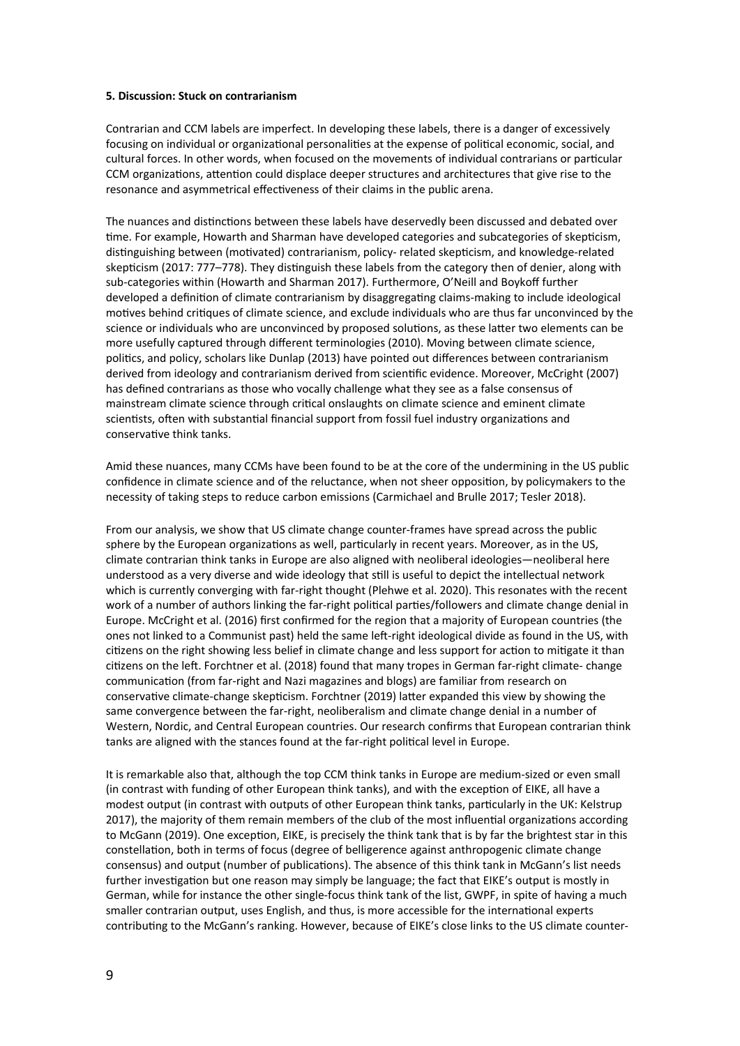### 5. Discussion: Stuck on contrarianism

Contrarian and CCM labels are imperfect. In developing these labels, there is a danger of excessively focusing on individual or organizational personalities at the expense of political economic, social, and cultural forces. In other words, when focused on the movements of individual contrarians or particular CCM organizations, attention could displace deeper structures and architectures that give rise to the resonance and asymmetrical effectiveness of their claims in the public arena.

The nuances and distinctions between these labels have deservedly been discussed and debated over time. For example, Howarth and Sharman have developed categories and subcategories of skepticism, distinguishing between (motivated) contrarianism, policy- related skepticism, and knowledge-related skepticism (2017: 777–778). They distinguish these labels from the category then of denier, along with sub-categories within (Howarth and Sharman 2017). Furthermore, O'Neill and Boykoff further developed a definition of climate contrarianism by disaggregating claims-making to include ideological motives behind critiques of climate science, and exclude individuals who are thus far unconvinced by the science or individuals who are unconvinced by proposed solutions, as these latter two elements can be more usefully captured through different terminologies (2010). Moving between climate science, politics, and policy, scholars like Dunlap (2013) have pointed out differences between contrarianism derived from ideology and contrarianism derived from scientific evidence. Moreover, McCright (2007) has defined contrarians as those who vocally challenge what they see as a false consensus of mainstream climate science through critical onslaughts on climate science and eminent climate scientists, often with substantial financial support from fossil fuel industry organizations and conservative think tanks.

Amid these nuances, many CCMs have been found to be at the core of the undermining in the US public confidence in climate science and of the reluctance, when not sheer opposition, by policymakers to the necessity of taking steps to reduce carbon emissions (Carmichael and Brulle 2017; Tesler 2018).

From our analysis, we show that US climate change counter-frames have spread across the public sphere by the European organizations as well, particularly in recent years. Moreover, as in the US, climate contrarian think tanks in Europe are also aligned with neoliberal ideologies—neoliberal here understood as a very diverse and wide ideology that still is useful to depict the intellectual network which is currently converging with far-right thought (Plehwe et al. 2020). This resonates with the recent work of a number of authors linking the far-right political parties/followers and climate change denial in Europe. McCright et al. (2016) first confirmed for the region that a majority of European countries (the ones not linked to a Communist past) held the same left-right ideological divide as found in the US, with citizens on the right showing less belief in climate change and less support for action to mitigate it than citizens on the left. Forchtner et al. (2018) found that many tropes in German far-right climate- change communication (from far-right and Nazi magazines and blogs) are familiar from research on conservative climate-change skepticism. Forchtner (2019) latter expanded this view by showing the same convergence between the far-right, neoliberalism and climate change denial in a number of Western, Nordic, and Central European countries. Our research confirms that European contrarian think tanks are aligned with the stances found at the far-right political level in Europe.

It is remarkable also that, although the top CCM think tanks in Europe are medium-sized or even small (in contrast with funding of other European think tanks), and with the exception of EIKE, all have a modest output (in contrast with outputs of other European think tanks, particularly in the UK: Kelstrup 2017), the majority of them remain members of the club of the most influential organizations according to McGann (2019). One exception, EIKE, is precisely the think tank that is by far the brightest star in this constellation, both in terms of focus (degree of belligerence against anthropogenic climate change consensus) and output (number of publications). The absence of this think tank in McGann's list needs further investigation but one reason may simply be language; the fact that EIKE's output is mostly in German, while for instance the other single-focus think tank of the list, GWPF, in spite of having a much smaller contrarian output, uses English, and thus, is more accessible for the international experts contributing to the McGann's ranking. However, because of EIKE's close links to the US climate counter-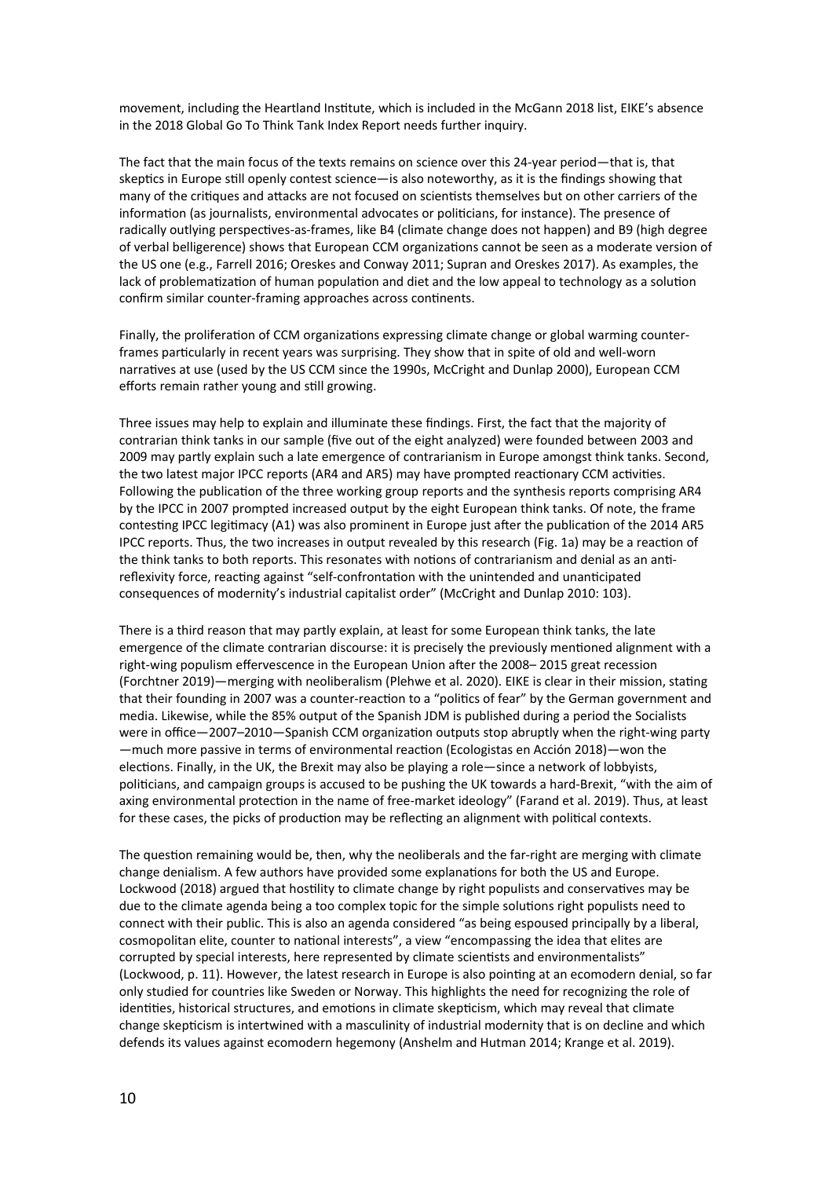movement, including the Heartland Institute, which is included in the McGann 2018 list, EIKE's absence in the 2018 Global Go To Think Tank Index Report needs further inquiry.

The fact that the main focus of the texts remains on science over this 24-year period—that is, that skeptics in Europe still openly contest science—is also noteworthy, as it is the findings showing that many of the critiques and attacks are not focused on scientists themselves but on other carriers of the information (as journalists, environmental advocates or politicians, for instance). The presence of radically outlying perspectives-as-frames, like B4 (climate change does not happen) and B9 (high degree of verbal belligerence) shows that European CCM organizations cannot be seen as a moderate version of the US one (e.g., Farrell 2016; Oreskes and Conway 2011; Supran and Oreskes 2017). As examples, the lack of problematization of human population and diet and the low appeal to technology as a solution confirm similar counter-framing approaches across continents.

Finally, the proliferation of CCM organizations expressing climate change or global warming counter-frames particularly in recent years was surprising. They show that in spite of old and well-worn narratives at use (used by the US CCM since the 1990s, McCright and Dunlap 2000), European CCM efforts remain rather young and still growing.

Three issues may help to explain and illuminate these findings. First, the fact that the majority of contrarian think tanks in our sample (five out of the eight analyzed) were founded between 2003 and 2009 may partly explain such a late emergence of contrarianism in Europe amongst think tanks. Second, the two latest major IPCC reports (AR4 and AR5) may have prompted reactionary CCM activities. Following the publication of the three working group reports and the synthesis reports comprising AR4 by the IPCC in 2007 prompted increased output by the eight European think tanks. Of note, the frame contesting IPCC legitimacy (A1) was also prominent in Europe just after the publication of the 2014 AR5 IPCC reports. Thus, the two increases in output revealed by this research (Fig. 1a) may be a reaction of the think tanks to both reports. This resonates with notions of contrarianism and denial as an anti-reflexivity force, reacting against "self-confrontation with the unintended and unanticipated consequences of modernity's industrial capitalist order" (McCright and Dunlap 2010: 103).

There is a third reason that may partly explain, at least for some European think tanks, the late emergence of the climate contrarian discourse: it is precisely the previously mentioned alignment with a right-wing populism effervescence in the European Union after the 2008– 2015 great recession (Forchtner 2019)—merging with neoliberalism (Plehwe et al. 2020). EIKE is clear in their mission, stating that their founding in 2007 was a counter-reaction to a "politics of fear" by the German government and media. Likewise, while the 85% output of the Spanish JDM is published during a period the Socialists were in office—2007–2010—Spanish CCM organization outputs stop abruptly when the right-wing party—much more passive in terms of environmental reaction (Ecologistas en Acción 2018)—won the elections. Finally, in the UK, the Brexit may also be playing a role—since a network of lobbyists, politicians, and campaign groups is accused to be pushing the UK towards a hard-Brexit, "with the aim of axing environmental protection in the name of free-market ideology" (Farand et al. 2019). Thus, at least for these cases, the picks of production may be reflecting an alignment with political contexts.

The question remaining would be, then, why the neoliberals and the far-right are merging with climate change denialism. A few authors have provided some explanations for both the US and Europe. Lockwood (2018) argued that hostility to climate change by right populists and conservatives may be due to the climate agenda being a too complex topic for the simple solutions right populists need to connect with their public. This is also an agenda considered "as being espoused principally by a liberal, cosmopolitan elite, counter to national interests", a view "encompassing the idea that elites are corrupted by special interests, here represented by climate scientists and environmentalists" (Lockwood, p. 11). However, the latest research in Europe is also pointing at an ecomodern denial, so far only studied for countries like Sweden or Norway. This highlights the need for recognizing the role of identities, historical structures, and emotions in climate skepticism, which may reveal that climate change skepticism is intertwined with a masculinity of industrial modernity that is on decline and which defends its values against ecomodern hegemony (Anshelm and Hutman 2014; Krange et al. 2019).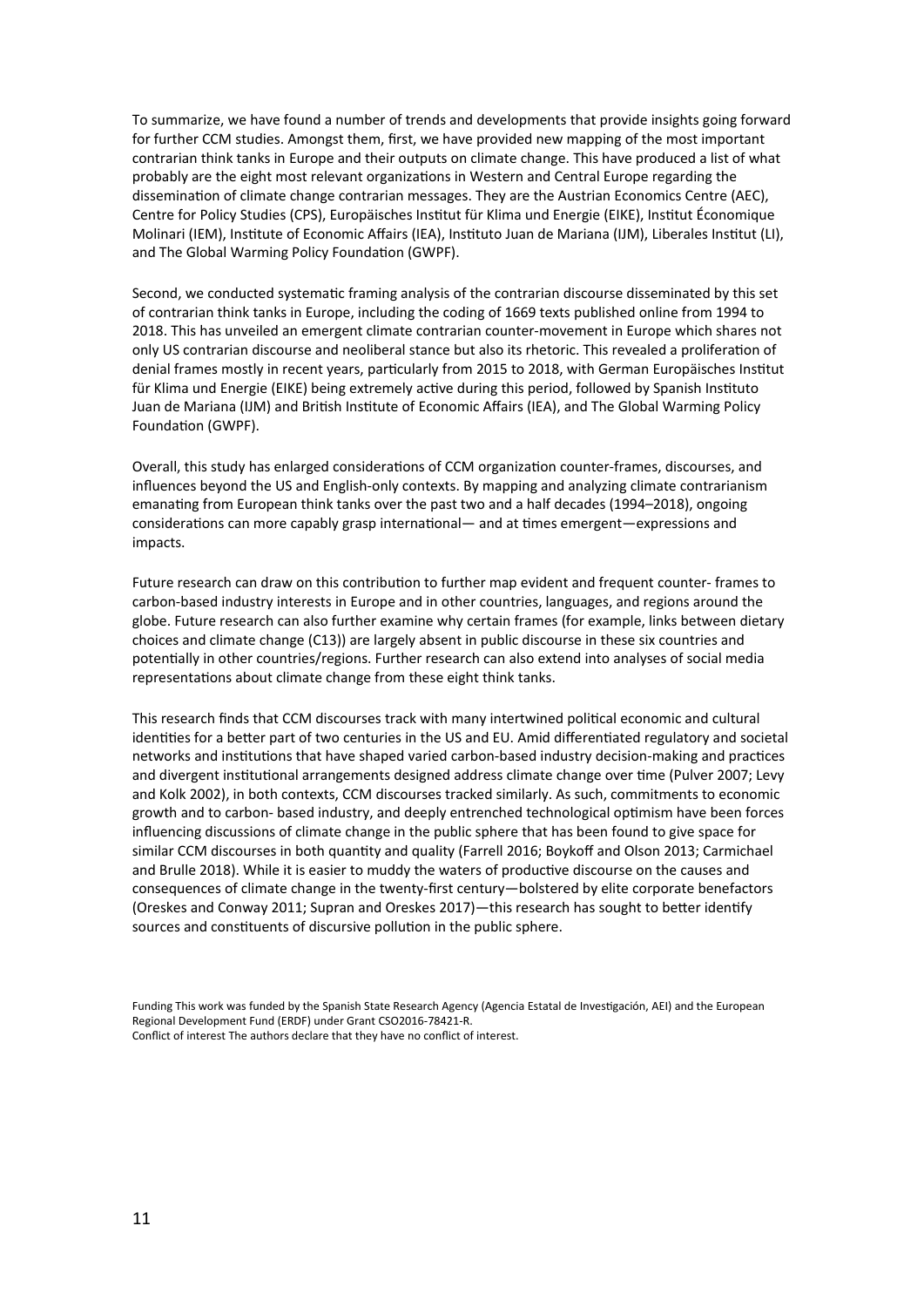To summarize, we have found a number of trends and developments that provide insights going forward for further CCM studies. Amongst them, first, we have provided new mapping of the most important contrarian think tanks in Europe and their outputs on climate change. This have produced a list of what probably are the eight most relevant organizations in Western and Central Europe regarding the dissemination of climate change contrarian messages. They are the Austrian Economics Centre (AEC), Centre for Policy Studies (CPS), Europäisches Institut für Klima und Energie (EIKE), Institut Économique Molinari (IEM), Institute of Economic Affairs (IEA), Instituto Juan de Mariana (IJM), Liberales Institut (LI), and The Global Warming Policy Foundation (GWPF).

Second, we conducted systematic framing analysis of the contrarian discourse disseminated by this set of contrarian think tanks in Europe, including the coding of 1669 texts published online from 1994 to 2018. This has unveiled an emergent climate contrarian counter-movement in Europe which shares not only US contrarian discourse and neoliberal stance but also its rhetoric. This revealed a proliferation of denial frames mostly in recent years, particularly from 2015 to 2018, with German Europäisches Institut für Klima und Energie (EIKE) being extremely active during this period, followed by Spanish Instituto Juan de Mariana (IJM) and British Institute of Economic Affairs (IEA), and The Global Warming Policy Foundation (GWPF).

Overall, this study has enlarged considerations of CCM organization counter-frames, discourses, and influences beyond the US and English-only contexts. By mapping and analyzing climate contrarianism emanating from European think tanks over the past two and a half decades (1994–2018), ongoing considerations can more capably grasp international— and at times emergent—expressions and impacts.

Future research can draw on this contribution to further map evident and frequent counter- frames to carbon-based industry interests in Europe and in other countries, languages, and regions around the globe. Future research can also further examine why certain frames (for example, links between dietary choices and climate change (C13)) are largely absent in public discourse in these six countries and potentially in other countries/regions. Further research can also extend into analyses of social media representations about climate change from these eight think tanks.

This research finds that CCM discourses track with many intertwined political economic and cultural identities for a better part of two centuries in the US and EU. Amid differentiated regulatory and societal networks and institutions that have shaped varied carbon-based industry decision-making and practices and divergent institutional arrangements designed address climate change over time (Pulver 2007; Levy and Kolk 2002), in both contexts, CCM discourses tracked similarly. As such, commitments to economic growth and to carbon- based industry, and deeply entrenched technological optimism have been forces influencing discussions of climate change in the public sphere that has been found to give space for similar CCM discourses in both quantity and quality (Farrell 2016; Boykoff and Olson 2013; Carmichael and Brulle 2018). While it is easier to muddy the waters of productive discourse on the causes and consequences of climate change in the twenty-first century—bolstered by elite corporate benefactors (Oreskes and Conway 2011; Supran and Oreskes 2017)—this research has sought to better identify sources and constituents of discursive pollution in the public sphere.

Funding This work was funded by the Spanish State Research Agency (Agencia Estatal de Investigación, AEI) and the European Regional Development Fund (ERDF) under Grant CSO2016-78421-R.
Conflict of interest The authors declare that they have no conflict of interest.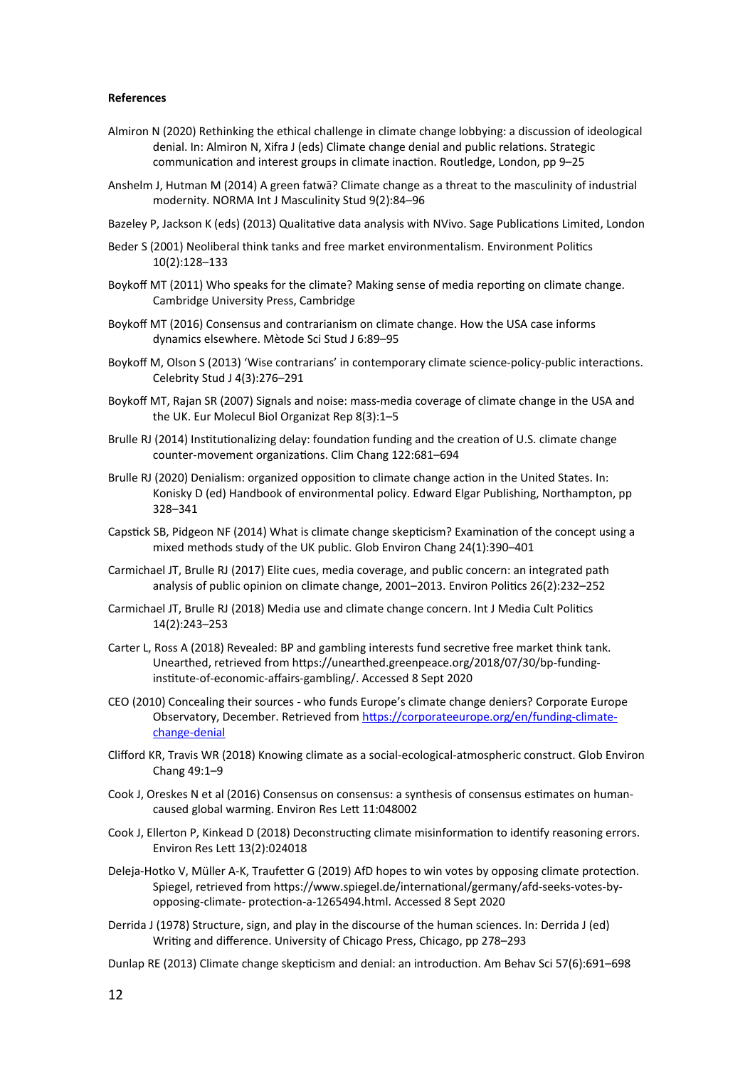**References**

Almiron N (2020) Rethinking the ethical challenge in climate change lobbying: a discussion of ideological denial. In: Almiron N, Xifra J (eds) Climate change denial and public relations. Strategic communication and interest groups in climate inaction. Routledge, London, pp 9–25

Anshelm J, Hutman M (2014) A green fatwā? Climate change as a threat to the masculinity of industrial modernity. NORMA Int J Masculinity Stud 9(2):84–96

Bazeley P, Jackson K (eds) (2013) Qualitative data analysis with NVivo. Sage Publications Limited, London

Beder S (2001) Neoliberal think tanks and free market environmentalism. Environment Politics 10(2):128–133

Boykoff MT (2011) Who speaks for the climate? Making sense of media reporting on climate change. Cambridge University Press, Cambridge

Boykoff MT (2016) Consensus and contrarianism on climate change. How the USA case informs dynamics elsewhere. Mètode Sci Stud J 6:89–95

Boykoff M, Olson S (2013) 'Wise contrarians' in contemporary climate science-policy-public interactions. Celebrity Stud J 4(3):276–291

Boykoff MT, Rajan SR (2007) Signals and noise: mass-media coverage of climate change in the USA and the UK. Eur Molecul Biol Organizat Rep 8(3):1–5

Brulle RJ (2014) Institutionalizing delay: foundation funding and the creation of U.S. climate change counter-movement organizations. Clim Chang 122:681–694

Brulle RJ (2020) Denialism: organized opposition to climate change action in the United States. In: Konisky D (ed) Handbook of environmental policy. Edward Elgar Publishing, Northampton, pp 328–341

Capstick SB, Pidgeon NF (2014) What is climate change skepticism? Examination of the concept using a mixed methods study of the UK public. Glob Environ Chang 24(1):390–401

Carmichael JT, Brulle RJ (2017) Elite cues, media coverage, and public concern: an integrated path analysis of public opinion on climate change, 2001–2013. Environ Politics 26(2):232–252

Carmichael JT, Brulle RJ (2018) Media use and climate change concern. Int J Media Cult Politics 14(2):243–253

Carter L, Ross A (2018) Revealed: BP and gambling interests fund secretive free market think tank. Unearthed, retrieved from https://unearthed.greenpeace.org/2018/07/30/bp-funding-institute-of-economic-affairs-gambling/. Accessed 8 Sept 2020

CEO (2010) Concealing their sources - who funds Europe's climate change deniers? Corporate Europe Observatory, December. Retrieved from https://corporateeurope.org/en/funding-climate-change-denial

Clifford KR, Travis WR (2018) Knowing climate as a social-ecological-atmospheric construct. Glob Environ Chang 49:1–9

Cook J, Oreskes N et al (2016) Consensus on consensus: a synthesis of consensus estimates on human-caused global warming. Environ Res Lett 11:048002

Cook J, Ellerton P, Kinkead D (2018) Deconstructing climate misinformation to identify reasoning errors. Environ Res Lett 13(2):024018

Deleja-Hotko V, Müller A-K, Traufetter G (2019) AfD hopes to win votes by opposing climate protection. Spiegel, retrieved from https://www.spiegel.de/international/germany/afd-seeks-votes-by-opposing-climate- protection-a-1265494.html. Accessed 8 Sept 2020

Derrida J (1978) Structure, sign, and play in the discourse of the human sciences. In: Derrida J (ed) Writing and difference. University of Chicago Press, Chicago, pp 278–293

Dunlap RE (2013) Climate change skepticism and denial: an introduction. Am Behav Sci 57(6):691–698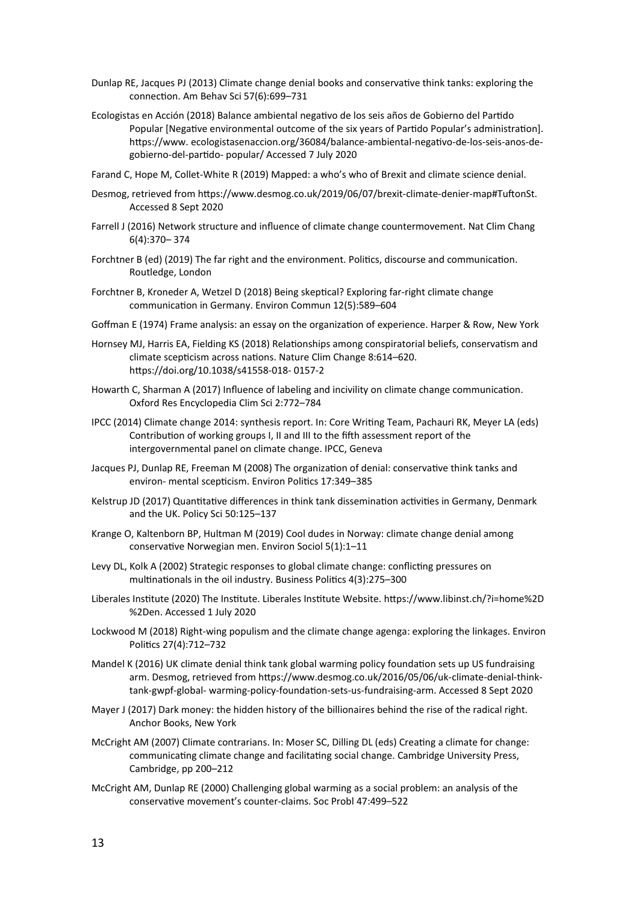Dunlap RE, Jacques PJ (2013) Climate change denial books and conservative think tanks: exploring the connection. Am Behav Sci 57(6):699–731

Ecologistas en Acción (2018) Balance ambiental negativo de los seis años de Gobierno del Partido Popular [Negative environmental outcome of the six years of Partido Popular's administration]. https://www. ecologistasenaccion.org/36084/balance-ambiental-negativo-de-los-seis-anos-de-gobierno-del-partido- popular/ Accessed 7 July 2020

Farand C, Hope M, Collet-White R (2019) Mapped: a who's who of Brexit and climate science denial.

Desmog, retrieved from https://www.desmog.co.uk/2019/06/07/brexit-climate-denier-map#TuftonSt. Accessed 8 Sept 2020

Farrell J (2016) Network structure and influence of climate change countermovement. Nat Clim Chang 6(4):370– 374

Forchtner B (ed) (2019) The far right and the environment. Politics, discourse and communication. Routledge, London

Forchtner B, Kroneder A, Wetzel D (2018) Being skeptical? Exploring far-right climate change communication in Germany. Environ Commun 12(5):589–604

Goffman E (1974) Frame analysis: an essay on the organization of experience. Harper & Row, New York

Hornsey MJ, Harris EA, Fielding KS (2018) Relationships among conspiratorial beliefs, conservatism and climate scepticism across nations. Nature Clim Change 8:614–620. https://doi.org/10.1038/s41558-018- 0157-2

Howarth C, Sharman A (2017) Influence of labeling and incivility on climate change communication. Oxford Res Encyclopedia Clim Sci 2:772–784

IPCC (2014) Climate change 2014: synthesis report. In: Core Writing Team, Pachauri RK, Meyer LA (eds) Contribution of working groups I, II and III to the fifth assessment report of the intergovernmental panel on climate change. IPCC, Geneva

Jacques PJ, Dunlap RE, Freeman M (2008) The organization of denial: conservative think tanks and environ- mental scepticism. Environ Politics 17:349–385

Kelstrup JD (2017) Quantitative differences in think tank dissemination activities in Germany, Denmark and the UK. Policy Sci 50:125–137

Krange O, Kaltenborn BP, Hultman M (2019) Cool dudes in Norway: climate change denial among conservative Norwegian men. Environ Sociol 5(1):1–11

Levy DL, Kolk A (2002) Strategic responses to global climate change: conflicting pressures on multinationals in the oil industry. Business Politics 4(3):275–300

Liberales Institute (2020) The Institute. Liberales Institute Website. https://www.libinst.ch/?i=home%2D %2Den. Accessed 1 July 2020

Lockwood M (2018) Right-wing populism and the climate change agenga: exploring the linkages. Environ Politics 27(4):712–732

Mandel K (2016) UK climate denial think tank global warming policy foundation sets up US fundraising arm. Desmog, retrieved from https://www.desmog.co.uk/2016/05/06/uk-climate-denial-think-tank-gwpf-global- warming-policy-foundation-sets-us-fundraising-arm. Accessed 8 Sept 2020

Mayer J (2017) Dark money: the hidden history of the billionaires behind the rise of the radical right. Anchor Books, New York

McCright AM (2007) Climate contrarians. In: Moser SC, Dilling DL (eds) Creating a climate for change: communicating climate change and facilitating social change. Cambridge University Press, Cambridge, pp 200–212

McCright AM, Dunlap RE (2000) Challenging global warming as a social problem: an analysis of the conservative movement's counter-claims. Soc Probl 47:499–522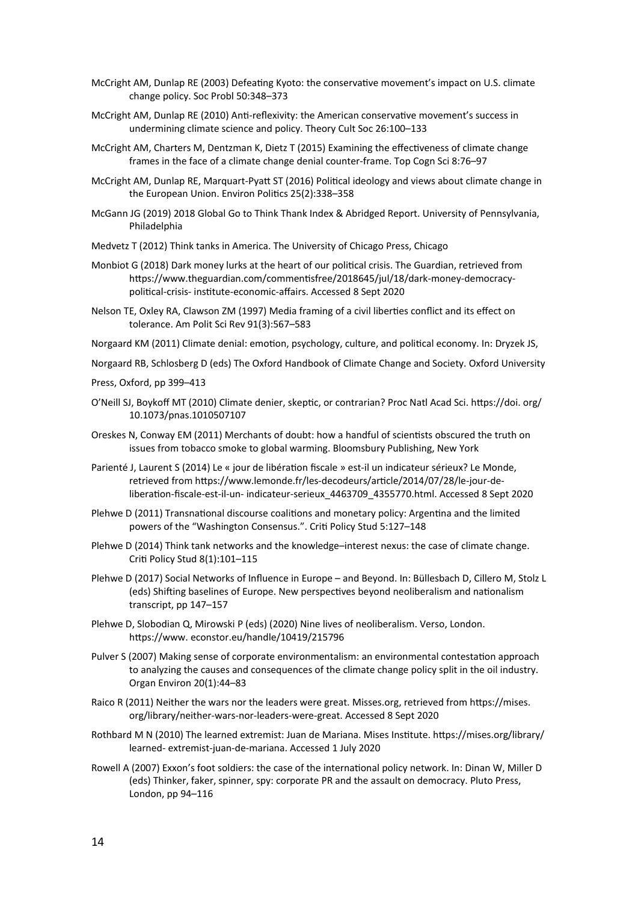McCright AM, Dunlap RE (2003) Defeating Kyoto: the conservative movement's impact on U.S. climate change policy. Soc Probl 50:348–373

McCright AM, Dunlap RE (2010) Anti-reflexivity: the American conservative movement's success in undermining climate science and policy. Theory Cult Soc 26:100–133

McCright AM, Charters M, Dentzman K, Dietz T (2015) Examining the effectiveness of climate change frames in the face of a climate change denial counter-frame. Top Cogn Sci 8:76–97

McCright AM, Dunlap RE, Marquart-Pyatt ST (2016) Political ideology and views about climate change in the European Union. Environ Politics 25(2):338–358

McGann JG (2019) 2018 Global Go to Think Thank Index & Abridged Report. University of Pennsylvania, Philadelphia

Medvetz T (2012) Think tanks in America. The University of Chicago Press, Chicago

Monbiot G (2018) Dark money lurks at the heart of our political crisis. The Guardian, retrieved from https://www.theguardian.com/commentisfree/2018645/jul/18/dark-money-democracy-political-crisis- institute-economic-affairs. Accessed 8 Sept 2020

Nelson TE, Oxley RA, Clawson ZM (1997) Media framing of a civil liberties conflict and its effect on tolerance. Am Polit Sci Rev 91(3):567–583

Norgaard KM (2011) Climate denial: emotion, psychology, culture, and political economy. In: Dryzek JS,

Norgaard RB, Schlosberg D (eds) The Oxford Handbook of Climate Change and Society. Oxford University

Press, Oxford, pp 399–413

O'Neill SJ, Boykoff MT (2010) Climate denier, skeptic, or contrarian? Proc Natl Acad Sci. https://doi. org/ 10.1073/pnas.1010507107

Oreskes N, Conway EM (2011) Merchants of doubt: how a handful of scientists obscured the truth on issues from tobacco smoke to global warming. Bloomsbury Publishing, New York

Parienté J, Laurent S (2014) Le « jour de libération fiscale » est-il un indicateur sérieux? Le Monde, retrieved from https://www.lemonde.fr/les-decodeurs/article/2014/07/28/le-jour-de-liberation-fiscale-est-il-un- indicateur-serieux_4463709_4355770.html. Accessed 8 Sept 2020

Plehwe D (2011) Transnational discourse coalitions and monetary policy: Argentina and the limited powers of the "Washington Consensus.". Criti Policy Stud 5:127–148

Plehwe D (2014) Think tank networks and the knowledge–interest nexus: the case of climate change. Criti Policy Stud 8(1):101–115

Plehwe D (2017) Social Networks of Influence in Europe – and Beyond. In: Büllesbach D, Cillero M, Stolz L (eds) Shifting baselines of Europe. New perspectives beyond neoliberalism and nationalism transcript, pp 147–157

Plehwe D, Slobodian Q, Mirowski P (eds) (2020) Nine lives of neoliberalism. Verso, London. https://www. econstor.eu/handle/10419/215796

Pulver S (2007) Making sense of corporate environmentalism: an environmental contestation approach to analyzing the causes and consequences of the climate change policy split in the oil industry. Organ Environ 20(1):44–83

Raico R (2011) Neither the wars nor the leaders were great. Misses.org, retrieved from https://mises. org/library/neither-wars-nor-leaders-were-great. Accessed 8 Sept 2020

Rothbard M N (2010) The learned extremist: Juan de Mariana. Mises Institute. https://mises.org/library/ learned- extremist-juan-de-mariana. Accessed 1 July 2020

Rowell A (2007) Exxon's foot soldiers: the case of the international policy network. In: Dinan W, Miller D (eds) Thinker, faker, spinner, spy: corporate PR and the assault on democracy. Pluto Press, London, pp 94–116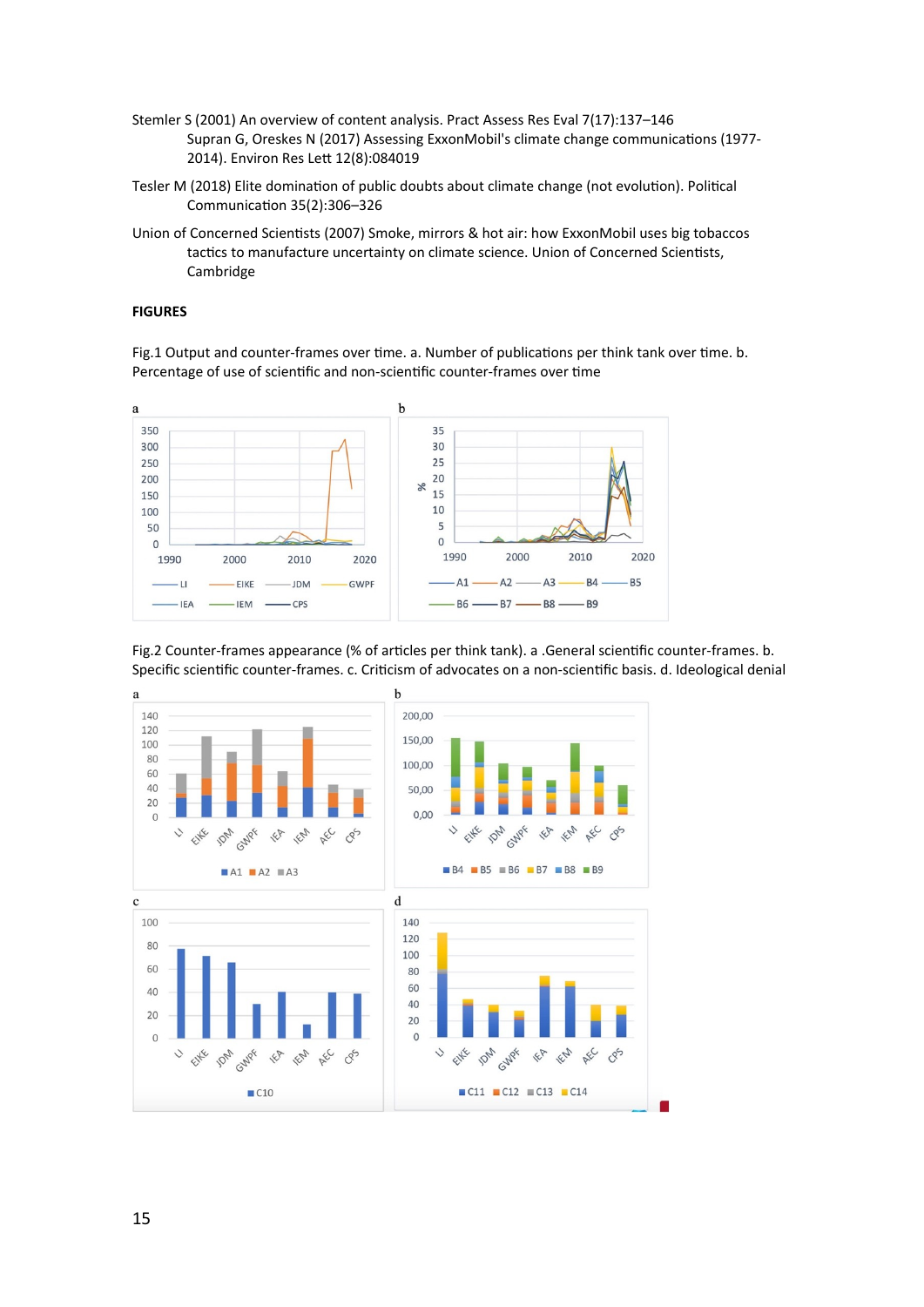Stemler S (2001) An overview of content analysis. Pract Assess Res Eval 7(17):137–146

Supran G, Oreskes N (2017) Assessing ExxonMobil's climate change communications (1977-2014). Environ Res Lett 12(8):084019

Tesler M (2018) Elite domination of public doubts about climate change (not evolution). Political Communication 35(2):306–326

Union of Concerned Scientists (2007) Smoke, mirrors & hot air: how ExxonMobil uses big tobaccos tactics to manufacture uncertainty on climate science. Union of Concerned Scientists, Cambridge

**FIGURES**

Fig.1 Output and counter-frames over time. a. Number of publications per think tank over time. b. Percentage of use of scientific and non-scientific counter-frames over time

Fig.2 Counter-frames appearance (% of articles per think tank). a .General scientific counter-frames. b. Specific scientific counter-frames. c. Criticism of advocates on a non-scientific basis. d. Ideological denial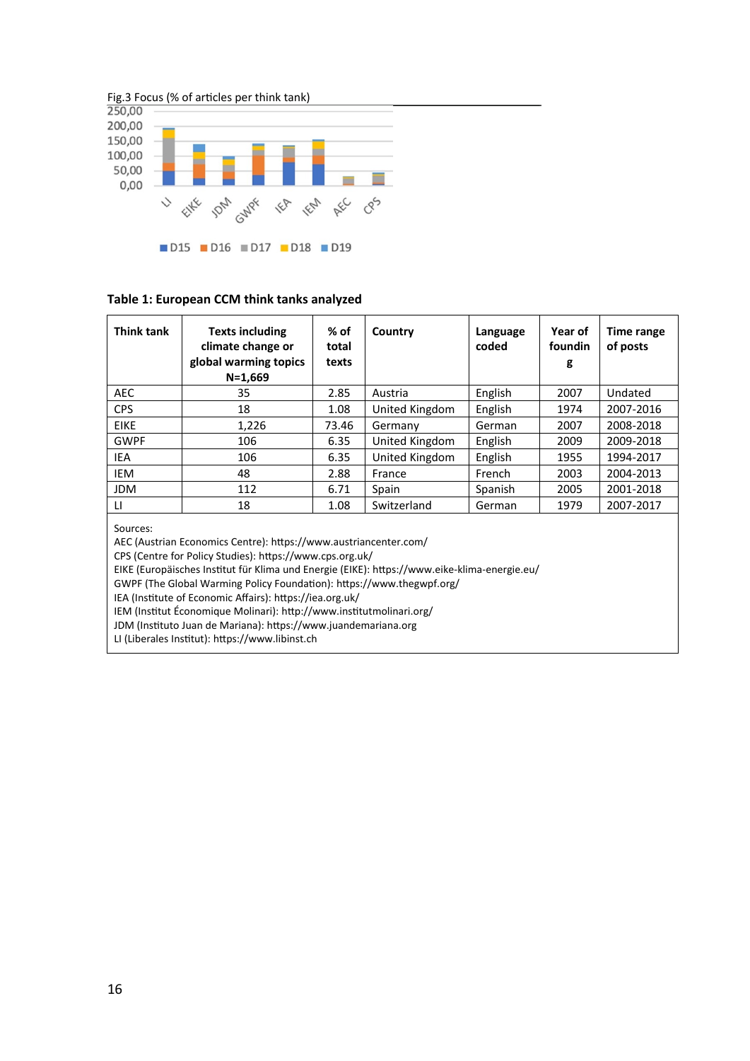Fig.3 Focus (% of articles per think tank)

250,00
200,00
150,00
100,00
50,00
0,00

LI EIKE JDM GWPF IEA IEM AEC CPS

D15 D16 D17 D18 D19

**Table 1: European CCM think tanks analyzed**

| Think tank | Texts including climate change or global warming topics N=1,669 | % of total texts | Country | Language coded | Year of founding | Time range of posts |
|---|---|---|---|---|---|---|
| AEC | 35 | 2.85 | Austria | English | 2007 | Undated |
| CPS | 18 | 1.08 | United Kingdom | English | 1974 | 2007-2016 |
| EIKE | 1,226 | 73.46 | Germany | German | 2007 | 2008-2018 |
| GWPF | 106 | 6.35 | United Kingdom | English | 2009 | 2009-2018 |
| IEA | 106 | 6.35 | United Kingdom | English | 1955 | 1994-2017 |
| IEM | 48 | 2.88 | France | French | 2003 | 2004-2013 |
| JDM | 112 | 6.71 | Spain | Spanish | 2005 | 2001-2018 |
| LI | 18 | 1.08 | Switzerland | German | 1979 | 2007-2017 |

Sources:
AEC (Austrian Economics Centre): https://www.austriancenter.com/
CPS (Centre for Policy Studies): https://www.cps.org.uk/
EIKE (Europäisches Institut für Klima und Energie (EIKE): https://www.eike-klima-energie.eu/
GWPF (The Global Warming Policy Foundation): https://www.thegwpf.org/
IEA (Institute of Economic Affairs): https://iea.org.uk/
IEM (Institut Économique Molinari): http://www.institutmolinari.org/
JDM (Instituto Juan de Mariana): https://www.juandemariana.org
LI (Liberales Institut): https://www.libinst.ch